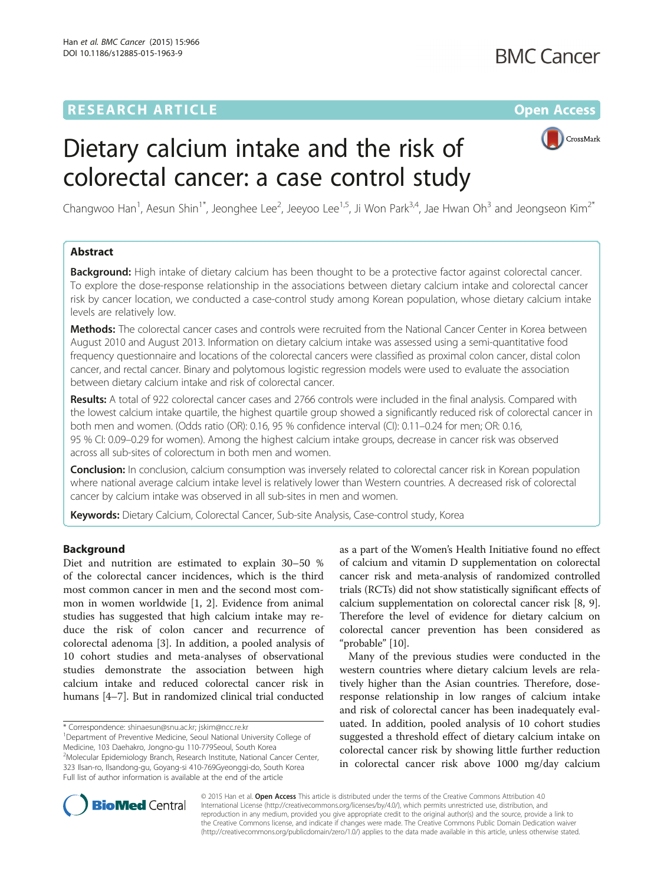# Dietary calcium intake and the risk of colorectal cancer: a case control study

Changwoo Han[1], Aesun Shin[1*], Jeonghee Lee[2], Jeeyoo Lee[1,5], Ji Won Park[3,4], Jae Hwan Oh[3] and Jeongseon Kim[2*]

## Abstract

**Background:** High intake of dietary calcium has been thought to be a protective factor against colorectal cancer. To explore the dose-response relationship in the associations between dietary calcium intake and colorectal cancer risk by cancer location, we conducted a case-control study among Korean population, whose dietary calcium intake levels are relatively low.

**Methods:** The colorectal cancer cases and controls were recruited from the National Cancer Center in Korea between August 2010 and August 2013. Information on dietary calcium intake was assessed using a semi-quantitative food frequency questionnaire and locations of the colorectal cancers were classified as proximal colon cancer, distal colon cancer, and rectal cancer. Binary and polytomous logistic regression models were used to evaluate the association between dietary calcium intake and risk of colorectal cancer.

**Results:** A total of 922 colorectal cancer cases and 2766 controls were included in the final analysis. Compared with the lowest calcium intake quartile, the highest quartile group showed a significantly reduced risk of colorectal cancer in both men and women. (Odds ratio (OR): 0.16, 95 % confidence interval (CI): 0.11–0.24 for men; OR: 0.16, 95 % CI: 0.09–0.29 for women). Among the highest calcium intake groups, decrease in cancer risk was observed across all sub-sites of colorectum in both men and women.

**Conclusion:** In conclusion, calcium consumption was inversely related to colorectal cancer risk in Korean population where national average calcium intake level is relatively lower than Western countries. A decreased risk of colorectal cancer by calcium intake was observed in all sub-sites in men and women.

**Keywords:** Dietary Calcium, Colorectal Cancer, Sub-site Analysis, Case-control study, Korea

## Background

Diet and nutrition are estimated to explain 30–50 % of the colorectal cancer incidences, which is the third most common cancer in men and the second most common in women worldwide [1, 2]. Evidence from animal studies has suggested that high calcium intake may reduce the risk of colon cancer and recurrence of colorectal adenoma [3]. In addition, a pooled analysis of 10 cohort studies and meta-analyses of observational studies demonstrate the association between high calcium intake and reduced colorectal cancer risk in humans [4–7]. But in randomized clinical trial conducted as a part of the Women's Health Initiative found no effect of calcium and vitamin D supplementation on colorectal cancer risk and meta-analysis of randomized controlled trials (RCTs) did not show statistically significant effects of calcium supplementation on colorectal cancer risk [8, 9]. Therefore the level of evidence for dietary calcium on colorectal cancer prevention has been considered as "probable" [10].

Many of the previous studies were conducted in the western countries where dietary calcium levels are relatively higher than the Asian countries. Therefore, dose-response relationship in low ranges of calcium intake and risk of colorectal cancer has been inadequately evaluated. In addition, pooled analysis of 10 cohort studies suggested a threshold effect of dietary calcium intake on colorectal cancer risk by showing little further reduction in colorectal cancer risk above 1000 mg/day calcium

\* Correspondence: shinaesun@snu.ac.kr; jskim@ncc.re.kr
[1]Department of Preventive Medicine, Seoul National University College of Medicine, 103 Daehakro, Jongno-gu 110-779Seoul, South Korea
[2]Molecular Epidemiology Branch, Research Institute, National Cancer Center, 323 Ilsan-ro, Ilsandong-gu, Goyang-si 410-769Gyeonggi-do, South Korea
Full list of author information is available at the end of the article

© 2015 Han et al. **Open Access** This article is distributed under the terms of the Creative Commons Attribution 4.0 International License (http://creativecommons.org/licenses/by/4.0/), which permits unrestricted use, distribution, and reproduction in any medium, provided you give appropriate credit to the original author(s) and the source, provide a link to the Creative Commons license, and indicate if changes were made. The Creative Commons Public Domain Dedication waiver (http://creativecommons.org/publicdomain/zero/1.0/) applies to the data made available in this article, unless otherwise stated.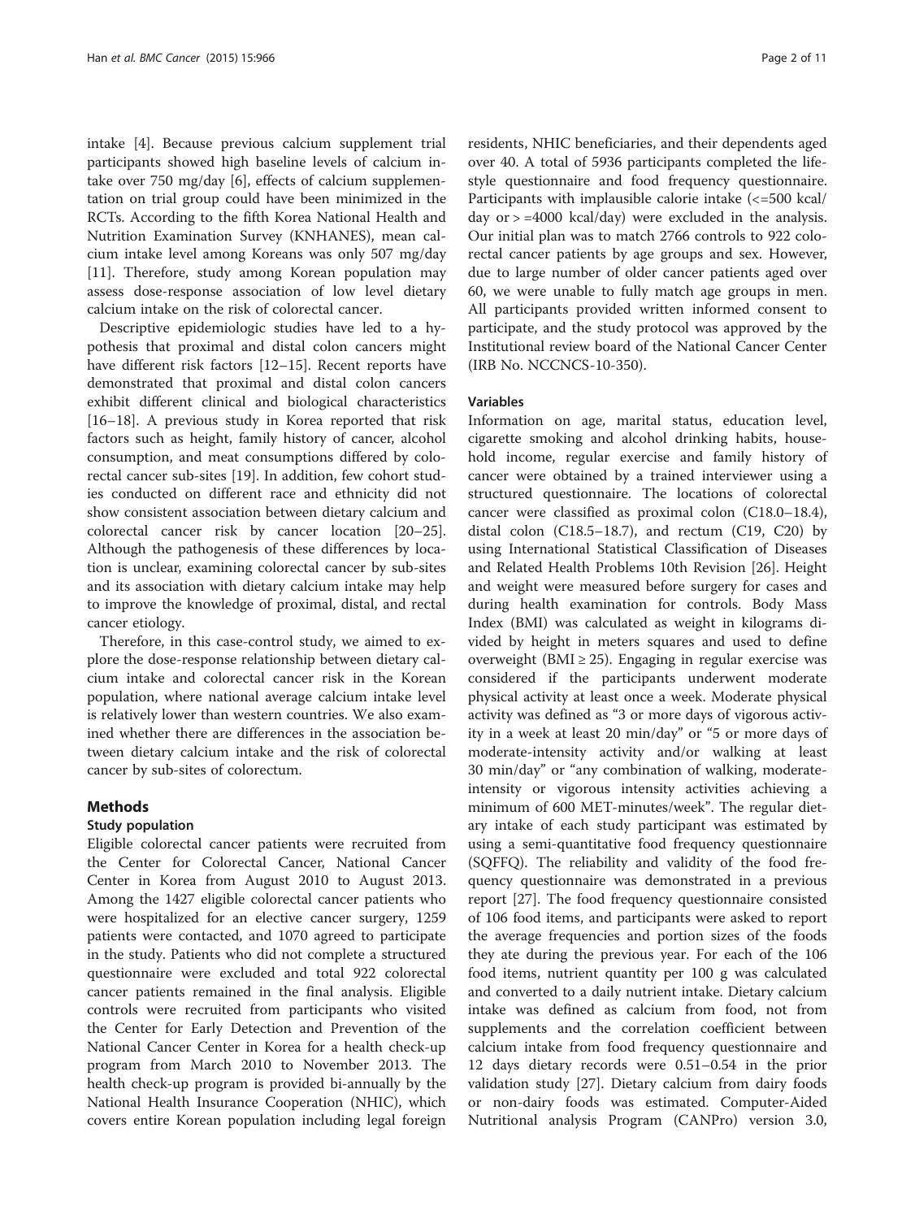intake [4]. Because previous calcium supplement trial participants showed high baseline levels of calcium intake over 750 mg/day [6], effects of calcium supplementation on trial group could have been minimized in the RCTs. According to the fifth Korea National Health and Nutrition Examination Survey (KNHANES), mean calcium intake level among Koreans was only 507 mg/day [11]. Therefore, study among Korean population may assess dose-response association of low level dietary calcium intake on the risk of colorectal cancer.

Descriptive epidemiologic studies have led to a hypothesis that proximal and distal colon cancers might have different risk factors [12–15]. Recent reports have demonstrated that proximal and distal colon cancers exhibit different clinical and biological characteristics [16–18]. A previous study in Korea reported that risk factors such as height, family history of cancer, alcohol consumption, and meat consumptions differed by colorectal cancer sub-sites [19]. In addition, few cohort studies conducted on different race and ethnicity did not show consistent association between dietary calcium and colorectal cancer risk by cancer location [20–25]. Although the pathogenesis of these differences by location is unclear, examining colorectal cancer by sub-sites and its association with dietary calcium intake may help to improve the knowledge of proximal, distal, and rectal cancer etiology.

Therefore, in this case-control study, we aimed to explore the dose-response relationship between dietary calcium intake and colorectal cancer risk in the Korean population, where national average calcium intake level is relatively lower than western countries. We also examined whether there are differences in the association between dietary calcium intake and the risk of colorectal cancer by sub-sites of colorectum.

## Methods

### Study population

Eligible colorectal cancer patients were recruited from the Center for Colorectal Cancer, National Cancer Center in Korea from August 2010 to August 2013. Among the 1427 eligible colorectal cancer patients who were hospitalized for an elective cancer surgery, 1259 patients were contacted, and 1070 agreed to participate in the study. Patients who did not complete a structured questionnaire were excluded and total 922 colorectal cancer patients remained in the final analysis. Eligible controls were recruited from participants who visited the Center for Early Detection and Prevention of the National Cancer Center in Korea for a health check-up program from March 2010 to November 2013. The health check-up program is provided bi-annually by the National Health Insurance Cooperation (NHIC), which covers entire Korean population including legal foreign residents, NHIC beneficiaries, and their dependents aged over 40. A total of 5936 participants completed the lifestyle questionnaire and food frequency questionnaire. Participants with implausible calorie intake (<=500 kcal/day or > =4000 kcal/day) were excluded in the analysis. Our initial plan was to match 2766 controls to 922 colorectal cancer patients by age groups and sex. However, due to large number of older cancer patients aged over 60, we were unable to fully match age groups in men. All participants provided written informed consent to participate, and the study protocol was approved by the Institutional review board of the National Cancer Center (IRB No. NCCNCS-10-350).

### Variables

Information on age, marital status, education level, cigarette smoking and alcohol drinking habits, household income, regular exercise and family history of cancer were obtained by a trained interviewer using a structured questionnaire. The locations of colorectal cancer were classified as proximal colon (C18.0–18.4), distal colon (C18.5–18.7), and rectum (C19, C20) by using International Statistical Classification of Diseases and Related Health Problems 10th Revision [26]. Height and weight were measured before surgery for cases and during health examination for controls. Body Mass Index (BMI) was calculated as weight in kilograms divided by height in meters squares and used to define overweight (BMI ≥ 25). Engaging in regular exercise was considered if the participants underwent moderate physical activity at least once a week. Moderate physical activity was defined as "3 or more days of vigorous activity in a week at least 20 min/day" or "5 or more days of moderate-intensity activity and/or walking at least 30 min/day" or "any combination of walking, moderate-intensity or vigorous intensity activities achieving a minimum of 600 MET-minutes/week". The regular dietary intake of each study participant was estimated by using a semi-quantitative food frequency questionnaire (SQFFQ). The reliability and validity of the food frequency questionnaire was demonstrated in a previous report [27]. The food frequency questionnaire consisted of 106 food items, and participants were asked to report the average frequencies and portion sizes of the foods they ate during the previous year. For each of the 106 food items, nutrient quantity per 100 g was calculated and converted to a daily nutrient intake. Dietary calcium intake was defined as calcium from food, not from supplements and the correlation coefficient between calcium intake from food frequency questionnaire and 12 days dietary records were 0.51–0.54 in the prior validation study [27]. Dietary calcium from dairy foods or non-dairy foods was estimated. Computer-Aided Nutritional analysis Program (CANPro) version 3.0,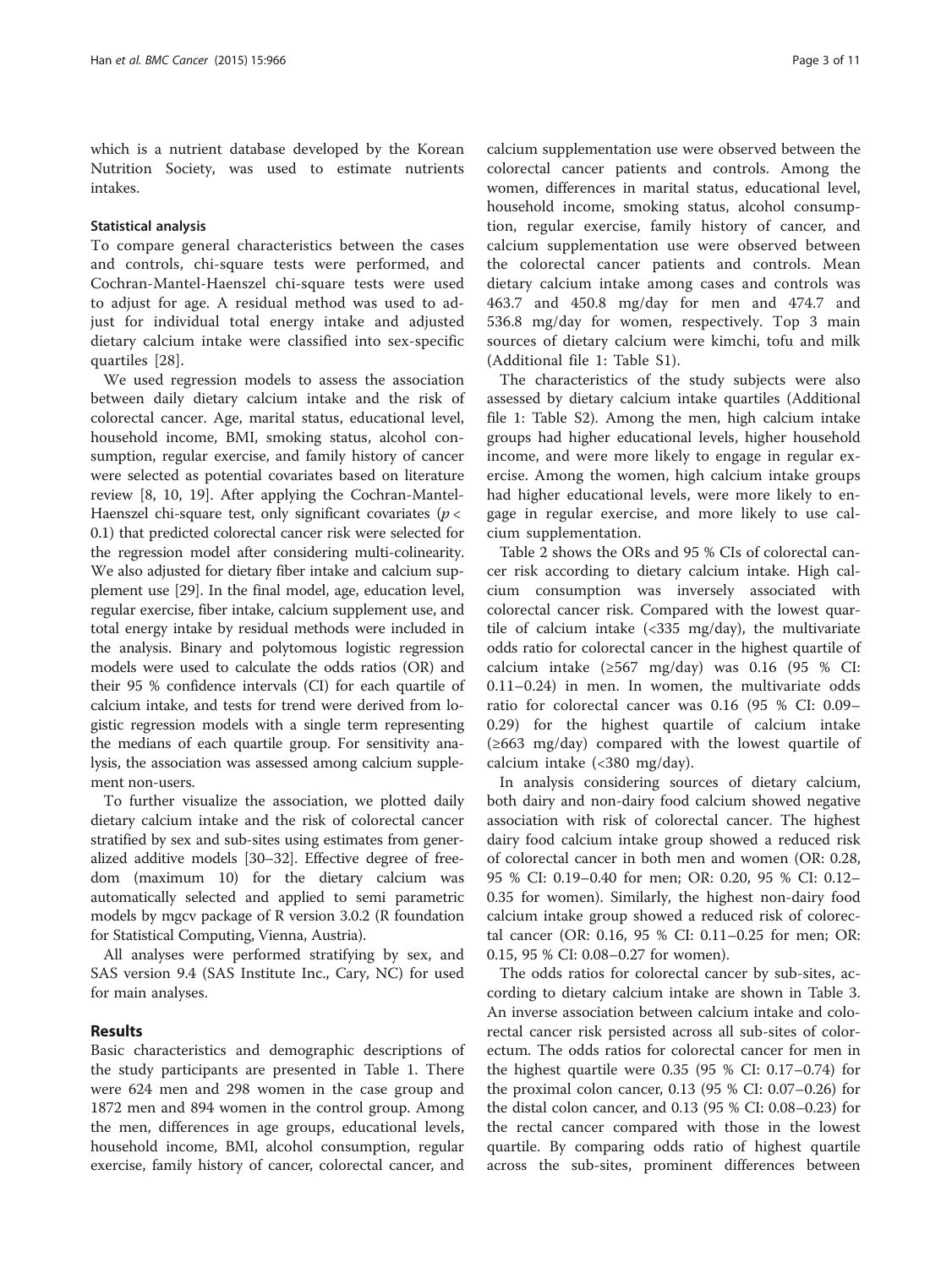which is a nutrient database developed by the Korean Nutrition Society, was used to estimate nutrients intakes.

### Statistical analysis

To compare general characteristics between the cases and controls, chi-square tests were performed, and Cochran-Mantel-Haenszel chi-square tests were used to adjust for age. A residual method was used to adjust for individual total energy intake and adjusted dietary calcium intake were classified into sex-specific quartiles [28].

We used regression models to assess the association between daily dietary calcium intake and the risk of colorectal cancer. Age, marital status, educational level, household income, BMI, smoking status, alcohol consumption, regular exercise, and family history of cancer were selected as potential covariates based on literature review [8, 10, 19]. After applying the Cochran-Mantel-Haenszel chi-square test, only significant covariates ($p < 0.1$) that predicted colorectal cancer risk were selected for the regression model after considering multi-colinearity. We also adjusted for dietary fiber intake and calcium supplement use [29]. In the final model, age, education level, regular exercise, fiber intake, calcium supplement use, and total energy intake by residual methods were included in the analysis. Binary and polytomous logistic regression models were used to calculate the odds ratios (OR) and their 95 % confidence intervals (CI) for each quartile of calcium intake, and tests for trend were derived from logistic regression models with a single term representing the medians of each quartile group. For sensitivity analysis, the association was assessed among calcium supplement non-users.

To further visualize the association, we plotted daily dietary calcium intake and the risk of colorectal cancer stratified by sex and sub-sites using estimates from generalized additive models [30–32]. Effective degree of freedom (maximum 10) for the dietary calcium was automatically selected and applied to semi parametric models by mgcv package of R version 3.0.2 (R foundation for Statistical Computing, Vienna, Austria).

All analyses were performed stratifying by sex, and SAS version 9.4 (SAS Institute Inc., Cary, NC) for used for main analyses.

## Results

Basic characteristics and demographic descriptions of the study participants are presented in Table 1. There were 624 men and 298 women in the case group and 1872 men and 894 women in the control group. Among the men, differences in age groups, educational levels, household income, BMI, alcohol consumption, regular exercise, family history of cancer, colorectal cancer, and calcium supplementation use were observed between the colorectal cancer patients and controls. Among the women, differences in marital status, educational level, household income, smoking status, alcohol consumption, regular exercise, family history of cancer, and calcium supplementation use were observed between the colorectal cancer patients and controls. Mean dietary calcium intake among cases and controls was 463.7 and 450.8 mg/day for men and 474.7 and 536.8 mg/day for women, respectively. Top 3 main sources of dietary calcium were kimchi, tofu and milk (Additional file 1: Table S1).

The characteristics of the study subjects were also assessed by dietary calcium intake quartiles (Additional file 1: Table S2). Among the men, high calcium intake groups had higher educational levels, higher household income, and were more likely to engage in regular exercise. Among the women, high calcium intake groups had higher educational levels, were more likely to engage in regular exercise, and more likely to use calcium supplementation.

Table 2 shows the ORs and 95 % CIs of colorectal cancer risk according to dietary calcium intake. High calcium consumption was inversely associated with colorectal cancer risk. Compared with the lowest quartile of calcium intake (<335 mg/day), the multivariate odds ratio for colorectal cancer in the highest quartile of calcium intake (≥567 mg/day) was 0.16 (95 % CI: 0.11–0.24) in men. In women, the multivariate odds ratio for colorectal cancer was 0.16 (95 % CI: 0.09–0.29) for the highest quartile of calcium intake (≥663 mg/day) compared with the lowest quartile of calcium intake (<380 mg/day).

In analysis considering sources of dietary calcium, both dairy and non-dairy food calcium showed negative association with risk of colorectal cancer. The highest dairy food calcium intake group showed a reduced risk of colorectal cancer in both men and women (OR: 0.28, 95 % CI: 0.19–0.40 for men; OR: 0.20, 95 % CI: 0.12–0.35 for women). Similarly, the highest non-dairy food calcium intake group showed a reduced risk of colorectal cancer (OR: 0.16, 95 % CI: 0.11–0.25 for men; OR: 0.15, 95 % CI: 0.08–0.27 for women).

The odds ratios for colorectal cancer by sub-sites, according to dietary calcium intake are shown in Table 3. An inverse association between calcium intake and colorectal cancer risk persisted across all sub-sites of colorectum. The odds ratios for colorectal cancer for men in the highest quartile were 0.35 (95 % CI: 0.17–0.74) for the proximal colon cancer, 0.13 (95 % CI: 0.07–0.26) for the distal colon cancer, and 0.13 (95 % CI: 0.08–0.23) for the rectal cancer compared with those in the lowest quartile. By comparing odds ratio of highest quartile across the sub-sites, prominent differences between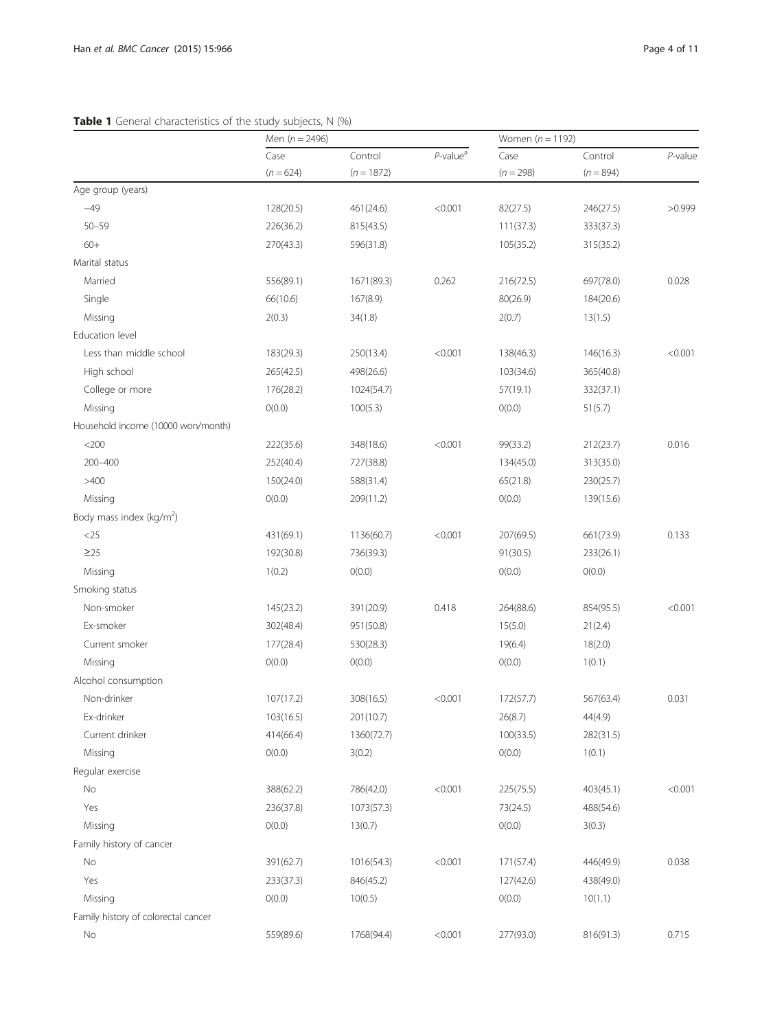**Table 1** General characteristics of the study subjects, N (%)

| | Men (*n* = 2496) | | | Women (*n* = 1192) | | |
|---|---|---|---|---|---|---|
| | Case (*n* = 624) | Control (*n* = 1872) | *P*-value[a] | Case (*n* = 298) | Control (*n* = 894) | *P*-value |
| Age group (years) | | | | | | |
| –49 | 128(20.5) | 461(24.6) | <0.001 | 82(27.5) | 246(27.5) | >0.999 |
| 50–59 | 226(36.2) | 815(43.5) | | 111(37.3) | 333(37.3) | |
| 60+ | 270(43.3) | 596(31.8) | | 105(35.2) | 315(35.2) | |
| Marital status | | | | | | |
| Married | 556(89.1) | 1671(89.3) | 0.262 | 216(72.5) | 697(78.0) | 0.028 |
| Single | 66(10.6) | 167(8.9) | | 80(26.9) | 184(20.6) | |
| Missing | 2(0.3) | 34(1.8) | | 2(0.7) | 13(1.5) | |
| Education level | | | | | | |
| Less than middle school | 183(29.3) | 250(13.4) | <0.001 | 138(46.3) | 146(16.3) | <0.001 |
| High school | 265(42.5) | 498(26.6) | | 103(34.6) | 365(40.8) | |
| College or more | 176(28.2) | 1024(54.7) | | 57(19.1) | 332(37.1) | |
| Missing | 0(0.0) | 100(5.3) | | 0(0.0) | 51(5.7) | |
| Household income (10000 won/month) | | | | | | |
| <200 | 222(35.6) | 348(18.6) | <0.001 | 99(33.2) | 212(23.7) | 0.016 |
| 200–400 | 252(40.4) | 727(38.8) | | 134(45.0) | 313(35.0) | |
| >400 | 150(24.0) | 588(31.4) | | 65(21.8) | 230(25.7) | |
| Missing | 0(0.0) | 209(11.2) | | 0(0.0) | 139(15.6) | |
| Body mass index ($kg/m^2$) | | | | | | |
| <25 | 431(69.1) | 1136(60.7) | <0.001 | 207(69.5) | 661(73.9) | 0.133 |
| ≥25 | 192(30.8) | 736(39.3) | | 91(30.5) | 233(26.1) | |
| Missing | 1(0.2) | 0(0.0) | | 0(0.0) | 0(0.0) | |
| Smoking status | | | | | | |
| Non-smoker | 145(23.2) | 391(20.9) | 0.418 | 264(88.6) | 854(95.5) | <0.001 |
| Ex-smoker | 302(48.4) | 951(50.8) | | 15(5.0) | 21(2.4) | |
| Current smoker | 177(28.4) | 530(28.3) | | 19(6.4) | 18(2.0) | |
| Missing | 0(0.0) | 0(0.0) | | 0(0.0) | 1(0.1) | |
| Alcohol consumption | | | | | | |
| Non-drinker | 107(17.2) | 308(16.5) | <0.001 | 172(57.7) | 567(63.4) | 0.031 |
| Ex-drinker | 103(16.5) | 201(10.7) | | 26(8.7) | 44(4.9) | |
| Current drinker | 414(66.4) | 1360(72.7) | | 100(33.5) | 282(31.5) | |
| Missing | 0(0.0) | 3(0.2) | | 0(0.0) | 1(0.1) | |
| Regular exercise | | | | | | |
| No | 388(62.2) | 786(42.0) | <0.001 | 225(75.5) | 403(45.1) | <0.001 |
| Yes | 236(37.8) | 1073(57.3) | | 73(24.5) | 488(54.6) | |
| Missing | 0(0.0) | 13(0.7) | | 0(0.0) | 3(0.3) | |
| Family history of cancer | | | | | | |
| No | 391(62.7) | 1016(54.3) | <0.001 | 171(57.4) | 446(49.9) | 0.038 |
| Yes | 233(37.3) | 846(45.2) | | 127(42.6) | 438(49.0) | |
| Missing | 0(0.0) | 10(0.5) | | 0(0.0) | 10(1.1) | |
| Family history of colorectal cancer | | | | | | |
| No | 559(89.6) | 1768(94.4) | <0.001 | 277(93.0) | 816(91.3) | 0.715 |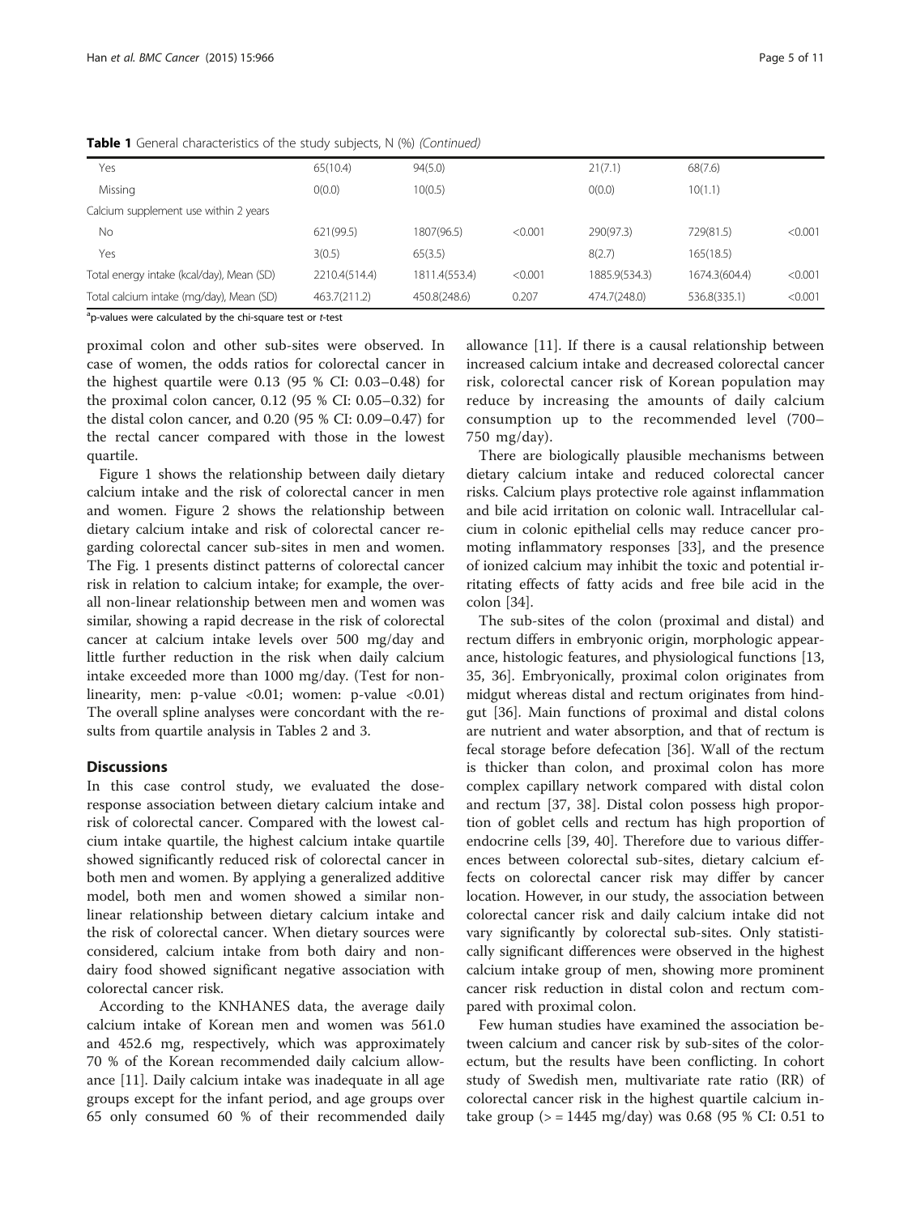**Table 1** General characteristics of the study subjects, N (%) *(Continued)*

| | | | | | | |
|---|---|---|---|---|---|---|
| Yes | 65(10.4) | 94(5.0) | | 21(7.1) | 68(7.6) | |
| Missing | 0(0.0) | 10(0.5) | | 0(0.0) | 10(1.1) | |
| Calcium supplement use within 2 years | | | | | | |
| No | 621(99.5) | 1807(96.5) | <0.001 | 290(97.3) | 729(81.5) | <0.001 |
| Yes | 3(0.5) | 65(3.5) | | 8(2.7) | 165(18.5) | |
| Total energy intake (kcal/day), Mean (SD) | 2210.4(514.4) | 1811.4(553.4) | <0.001 | 1885.9(534.3) | 1674.3(604.4) | <0.001 |
| Total calcium intake (mg/day), Mean (SD) | 463.7(211.2) | 450.8(248.6) | 0.207 | 474.7(248.0) | 536.8(335.1) | <0.001 |

[a]p-values were calculated by the chi-square test or *t*-test

proximal colon and other sub-sites were observed. In case of women, the odds ratios for colorectal cancer in the highest quartile were 0.13 (95 % CI: 0.03–0.48) for the proximal colon cancer, 0.12 (95 % CI: 0.05–0.32) for the distal colon cancer, and 0.20 (95 % CI: 0.09–0.47) for the rectal cancer compared with those in the lowest quartile.

Figure 1 shows the relationship between daily dietary calcium intake and the risk of colorectal cancer in men and women. Figure 2 shows the relationship between dietary calcium intake and risk of colorectal cancer regarding colorectal cancer sub-sites in men and women. The Fig. 1 presents distinct patterns of colorectal cancer risk in relation to calcium intake; for example, the overall non-linear relationship between men and women was similar, showing a rapid decrease in the risk of colorectal cancer at calcium intake levels over 500 mg/day and little further reduction in the risk when daily calcium intake exceeded more than 1000 mg/day. (Test for non-linearity, men: p-value <0.01; women: p-value <0.01) The overall spline analyses were concordant with the results from quartile analysis in Tables 2 and 3.

## Discussions

In this case control study, we evaluated the dose-response association between dietary calcium intake and risk of colorectal cancer. Compared with the lowest calcium intake quartile, the highest calcium intake quartile showed significantly reduced risk of colorectal cancer in both men and women. By applying a generalized additive model, both men and women showed a similar non-linear relationship between dietary calcium intake and the risk of colorectal cancer. When dietary sources were considered, calcium intake from both dairy and non-dairy food showed significant negative association with colorectal cancer risk.

According to the KNHANES data, the average daily calcium intake of Korean men and women was 561.0 and 452.6 mg, respectively, which was approximately 70 % of the Korean recommended daily calcium allowance [11]. Daily calcium intake was inadequate in all age groups except for the infant period, and age groups over 65 only consumed 60 % of their recommended daily allowance [11]. If there is a causal relationship between increased calcium intake and decreased colorectal cancer risk, colorectal cancer risk of Korean population may reduce by increasing the amounts of daily calcium consumption up to the recommended level (700–750 mg/day).

There are biologically plausible mechanisms between dietary calcium intake and reduced colorectal cancer risks. Calcium plays protective role against inflammation and bile acid irritation on colonic wall. Intracellular calcium in colonic epithelial cells may reduce cancer promoting inflammatory responses [33], and the presence of ionized calcium may inhibit the toxic and potential irritating effects of fatty acids and free bile acid in the colon [34].

The sub-sites of the colon (proximal and distal) and rectum differs in embryonic origin, morphologic appearance, histologic features, and physiological functions [13, 35, 36]. Embryonically, proximal colon originates from midgut whereas distal and rectum originates from hindgut [36]. Main functions of proximal and distal colons are nutrient and water absorption, and that of rectum is fecal storage before defecation [36]. Wall of the rectum is thicker than colon, and proximal colon has more complex capillary network compared with distal colon and rectum [37, 38]. Distal colon possess high proportion of goblet cells and rectum has high proportion of endocrine cells [39, 40]. Therefore due to various differences between colorectal sub-sites, dietary calcium effects on colorectal cancer risk may differ by cancer location. However, in our study, the association between colorectal cancer risk and daily calcium intake did not vary significantly by colorectal sub-sites. Only statistically significant differences were observed in the highest calcium intake group of men, showing more prominent cancer risk reduction in distal colon and rectum compared with proximal colon.

Few human studies have examined the association between calcium and cancer risk by sub-sites of the colorectum, but the results have been conflicting. In cohort study of Swedish men, multivariate rate ratio (RR) of colorectal cancer risk in the highest quartile calcium intake group (> = 1445 mg/day) was 0.68 (95 % CI: 0.51 to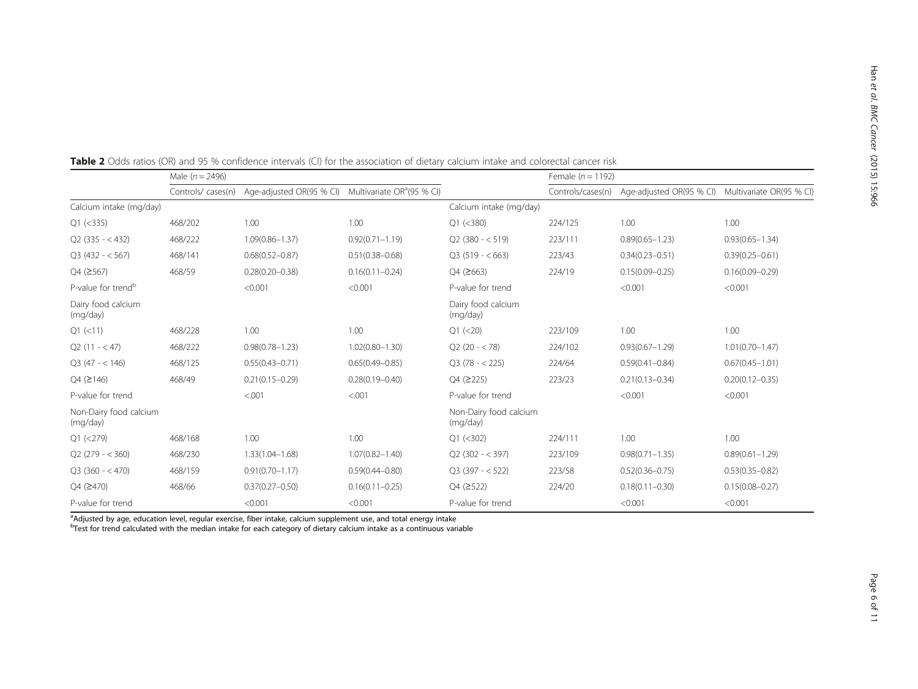**Table 2** Odds ratios (OR) and 95 % confidence intervals (CI) for the association of dietary calcium intake and colorectal cancer risk

| | Male (*n* = 2496) | | | | Female (*n* = 1192) | | |
|---|---|---|---|---|---|---|---|
| | Controls/ cases(n) | Age-adjusted OR(95 % CI) | Multivariate OR[a](95 % CI) | | Controls/cases(n) | Age-adjusted OR(95 % CI) | Multivariate OR(95 % CI) |
| Calcium intake (mg/day) | | | | Calcium intake (mg/day) | | | |
| Q1 (<335) | 468/202 | 1.00 | 1.00 | Q1 (<380) | 224/125 | 1.00 | 1.00 |
| Q2 (335 - < 432) | 468/222 | 1.09(0.86–1.37) | 0.92(0.71–1.19) | Q2 (380 - < 519) | 223/111 | 0.89(0.65–1.23) | 0.93(0.65–1.34) |
| Q3 (432 - < 567) | 468/141 | 0.68(0.52–0.87) | 0.51(0.38–0.68) | Q3 (519 - < 663) | 223/43 | 0.34(0.23–0.51) | 0.39(0.25–0.61) |
| Q4 (≥567) | 468/59 | 0.28(0.20–0.38) | 0.16(0.11–0.24) | Q4 (≥663) | 224/19 | 0.15(0.09–0.25) | 0.16(0.09–0.29) |
| P-value for trend[b] | | <0.001 | <0.001 | P-value for trend | | <0.001 | <0.001 |
| Dairy food calcium (mg/day) | | | | Dairy food calcium (mg/day) | | | |
| Q1 (<11) | 468/228 | 1.00 | 1.00 | Q1 (<20) | 223/109 | 1.00 | 1.00 |
| Q2 (11 - < 47) | 468/222 | 0.98(0.78–1.23) | 1.02(0.80–1.30) | Q2 (20 - < 78) | 224/102 | 0.93(0.67–1.29) | 1.01(0.70–1.47) |
| Q3 (47 - < 146) | 468/125 | 0.55(0.43–0.71) | 0.65(0.49–0.85) | Q3 (78 - < 225) | 224/64 | 0.59(0.41–0.84) | 0.67(0.45–1.01) |
| Q4 (≥146) | 468/49 | 0.21(0.15–0.29) | 0.28(0.19–0.40) | Q4 (≥225) | 223/23 | 0.21(0.13–0.34) | 0.20(0.12–0.35) |
| P-value for trend | | <.001 | <.001 | P-value for trend | | <0.001 | <0.001 |
| Non-Dairy food calcium (mg/day) | | | | Non-Dairy food calcium (mg/day) | | | |
| Q1 (<279) | 468/168 | 1.00 | 1.00 | Q1 (<302) | 224/111 | 1.00 | 1.00 |
| Q2 (279 - < 360) | 468/230 | 1.33(1.04–1.68) | 1.07(0.82–1.40) | Q2 (302 - < 397) | 223/109 | 0.98(0.71–1.35) | 0.89(0.61–1.29) |
| Q3 (360 - < 470) | 468/159 | 0.91(0.70–1.17) | 0.59(0.44–0.80) | Q3 (397 - < 522) | 223/58 | 0.52(0.36–0.75) | 0.53(0.35–0.82) |
| Q4 (≥470) | 468/66 | 0.37(0.27–0.50) | 0.16(0.11–0.25) | Q4 (≥522) | 224/20 | 0.18(0.11–0.30) | 0.15(0.08–0.27) |
| P-value for trend | | <0.001 | <0.001 | P-value for trend | | <0.001 | <0.001 |

[a]Adjusted by age, education level, regular exercise, fiber intake, calcium supplement use, and total energy intake

[b]Test for trend calculated with the median intake for each category of dietary calcium intake as a continuous variable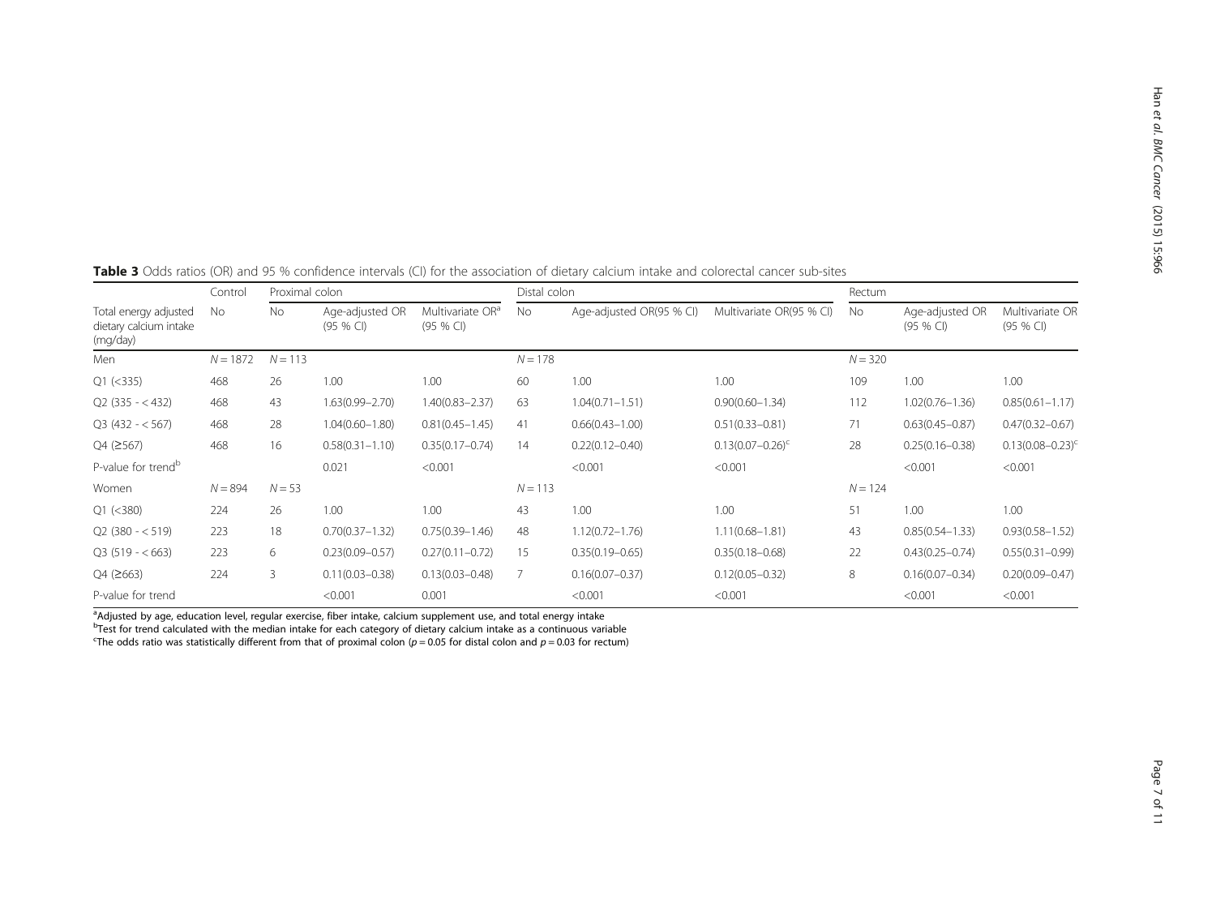**Table 3** Odds ratios (OR) and 95 % confidence intervals (CI) for the association of dietary calcium intake and colorectal cancer sub-sites

| | Control | Proximal colon | | | Distal colon | | | Rectum | | |
|---|---|---|---|---|---|---|---|---|---|---|
| Total energy adjusted dietary calcium intake (mg/day) | No | No | Age-adjusted OR (95 % CI) | Multivariate OR[a] (95 % CI) | No | Age-adjusted OR(95 % CI) | Multivariate OR(95 % CI) | No | Age-adjusted OR (95 % CI) | Multivariate OR (95 % CI) |
| Men | N = 1872 | N = 113 | | | N = 178 | | | N = 320 | | |
| Q1 (<335) | 468 | 26 | 1.00 | 1.00 | 60 | 1.00 | 1.00 | 109 | 1.00 | 1.00 |
| Q2 (335 - < 432) | 468 | 43 | 1.63(0.99–2.70) | 1.40(0.83–2.37) | 63 | 1.04(0.71–1.51) | 0.90(0.60–1.34) | 112 | 1.02(0.76–1.36) | 0.85(0.61–1.17) |
| Q3 (432 - < 567) | 468 | 28 | 1.04(0.60–1.80) | 0.81(0.45–1.45) | 41 | 0.66(0.43–1.00) | 0.51(0.33–0.81) | 71 | 0.63(0.45–0.87) | 0.47(0.32–0.67) |
| Q4 (≥567) | 468 | 16 | 0.58(0.31–1.10) | 0.35(0.17–0.74) | 14 | 0.22(0.12–0.40) | 0.13(0.07–0.26)[c] | 28 | 0.25(0.16–0.38) | 0.13(0.08–0.23)[c] |
| P-value for trend[b] | | | 0.021 | <0.001 | | <0.001 | <0.001 | | <0.001 | <0.001 |
| Women | N = 894 | N = 53 | | | N = 113 | | | N = 124 | | |
| Q1 (<380) | 224 | 26 | 1.00 | 1.00 | 43 | 1.00 | 1.00 | 51 | 1.00 | 1.00 |
| Q2 (380 - < 519) | 223 | 18 | 0.70(0.37–1.32) | 0.75(0.39–1.46) | 48 | 1.12(0.72–1.76) | 1.11(0.68–1.81) | 43 | 0.85(0.54–1.33) | 0.93(0.58–1.52) |
| Q3 (519 - < 663) | 223 | 6 | 0.23(0.09–0.57) | 0.27(0.11–0.72) | 15 | 0.35(0.19–0.65) | 0.35(0.18–0.68) | 22 | 0.43(0.25–0.74) | 0.55(0.31–0.99) |
| Q4 (≥663) | 224 | 3 | 0.11(0.03–0.38) | 0.13(0.03–0.48) | 7 | 0.16(0.07–0.37) | 0.12(0.05–0.32) | 8 | 0.16(0.07–0.34) | 0.20(0.09–0.47) |
| P-value for trend | | | <0.001 | 0.001 | | <0.001 | <0.001 | | <0.001 | <0.001 |

[a]Adjusted by age, education level, regular exercise, fiber intake, calcium supplement use, and total energy intake
[b]Test for trend calculated with the median intake for each category of dietary calcium intake as a continuous variable
[c]The odds ratio was statistically different from that of proximal colon ($p = 0.05$ for distal colon and $p = 0.03$ for rectum)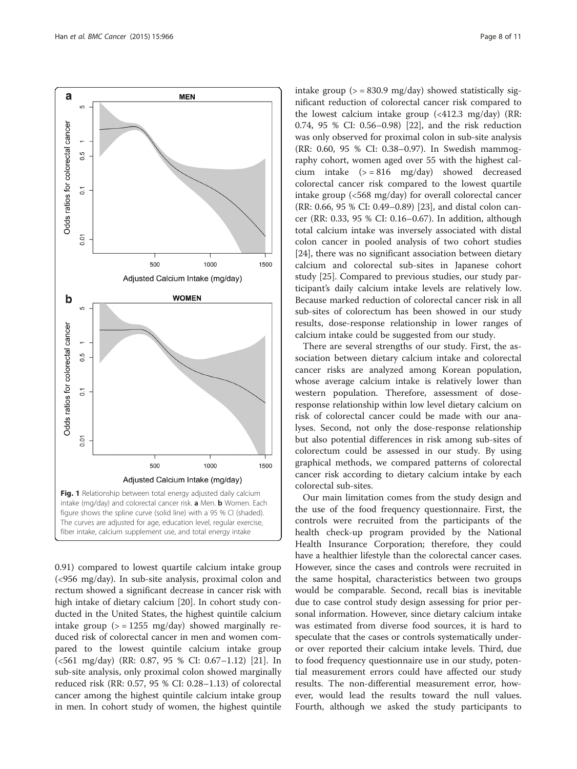Fig. 1 Relationship between total energy adjusted daily calcium intake (mg/day) and colorectal cancer risk. **a** Men. **b** Women. Each figure shows the spline curve (solid line) with a 95 % CI (shaded). The curves are adjusted for age, education level, regular exercise, fiber intake, calcium supplement use, and total energy intake

0.91) compared to lowest quartile calcium intake group (<956 mg/day). In sub-site analysis, proximal colon and rectum showed a significant decrease in cancer risk with high intake of dietary calcium [20]. In cohort study conducted in the United States, the highest quintile calcium intake group (> = 1255 mg/day) showed marginally reduced risk of colorectal cancer in men and women compared to the lowest quintile calcium intake group (<561 mg/day) (RR: 0.87, 95 % CI: 0.67–1.12) [21]. In sub-site analysis, only proximal colon showed marginally reduced risk (RR: 0.57, 95 % CI: 0.28–1.13) of colorectal cancer among the highest quintile calcium intake group in men. In cohort study of women, the highest quintile intake group (> = 830.9 mg/day) showed statistically significant reduction of colorectal cancer risk compared to the lowest calcium intake group (<412.3 mg/day) (RR: 0.74, 95 % CI: 0.56–0.98) [22], and the risk reduction was only observed for proximal colon in sub-site analysis (RR: 0.60, 95 % CI: 0.38–0.97). In Swedish mammography cohort, women aged over 55 with the highest calcium intake (> = 816 mg/day) showed decreased colorectal cancer risk compared to the lowest quartile intake group (<568 mg/day) for overall colorectal cancer (RR: 0.66, 95 % CI: 0.49–0.89) [23], and distal colon cancer (RR: 0.33, 95 % CI: 0.16–0.67). In addition, although total calcium intake was inversely associated with distal colon cancer in pooled analysis of two cohort studies [24], there was no significant association between dietary calcium and colorectal sub-sites in Japanese cohort study [25]. Compared to previous studies, our study participant's daily calcium intake levels are relatively low. Because marked reduction of colorectal cancer risk in all sub-sites of colorectum has been showed in our study results, dose-response relationship in lower ranges of calcium intake could be suggested from our study.

There are several strengths of our study. First, the association between dietary calcium intake and colorectal cancer risks are analyzed among Korean population, whose average calcium intake is relatively lower than western population. Therefore, assessment of dose-response relationship within low level dietary calcium on risk of colorectal cancer could be made with our analyses. Second, not only the dose-response relationship but also potential differences in risk among sub-sites of colorectum could be assessed in our study. By using graphical methods, we compared patterns of colorectal cancer risk according to dietary calcium intake by each colorectal sub-sites.

Our main limitation comes from the study design and the use of the food frequency questionnaire. First, the controls were recruited from the participants of the health check-up program provided by the National Health Insurance Corporation; therefore, they could have a healthier lifestyle than the colorectal cancer cases. However, since the cases and controls were recruited in the same hospital, characteristics between two groups would be comparable. Second, recall bias is inevitable due to case control study design assessing for prior personal information. However, since dietary calcium intake was estimated from diverse food sources, it is hard to speculate that the cases or controls systematically under- or over reported their calcium intake levels. Third, due to food frequency questionnaire use in our study, potential measurement errors could have affected our study results. The non-differential measurement error, however, would lead the results toward the null values. Fourth, although we asked the study participants to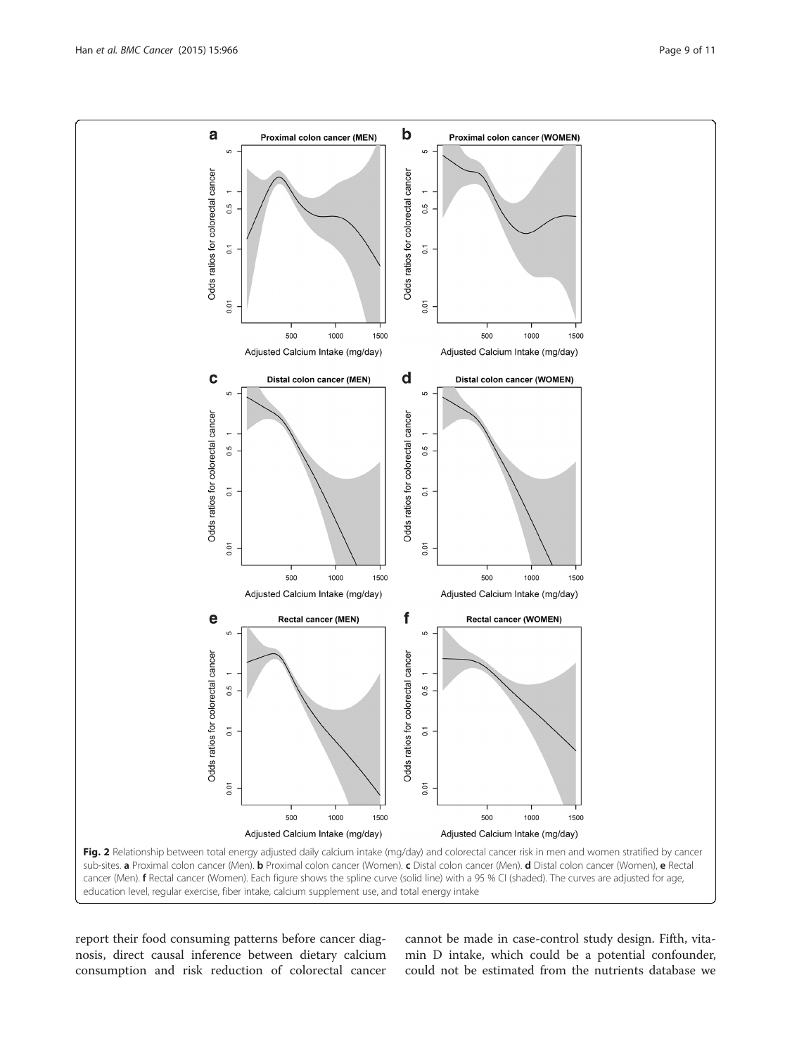Fig. 2 Relationship between total energy adjusted daily calcium intake (mg/day) and colorectal cancer risk in men and women stratified by cancer sub-sites. **a** Proximal colon cancer (Men). **b** Proximal colon cancer (Women). **c** Distal colon cancer (Men). **d** Distal colon cancer (Women), **e** Rectal cancer (Men). **f** Rectal cancer (Women). Each figure shows the spline curve (solid line) with a 95 % CI (shaded). The curves are adjusted for age, education level, regular exercise, fiber intake, calcium supplement use, and total energy intake

report their food consuming patterns before cancer diagnosis, direct causal inference between dietary calcium consumption and risk reduction of colorectal cancer cannot be made in case-control study design. Fifth, vitamin D intake, which could be a potential confounder, could not be estimated from the nutrients database we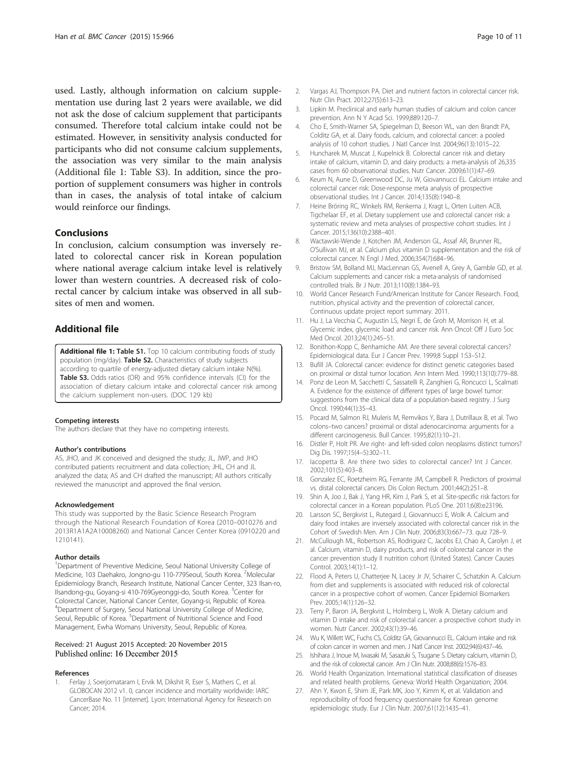used. Lastly, although information on calcium supplementation use during last 2 years were available, we did not ask the dose of calcium supplement that participants consumed. Therefore total calcium intake could not be estimated. However, in sensitivity analysis conducted for participants who did not consume calcium supplements, the association was very similar to the main analysis (Additional file 1: Table S3). In addition, since the proportion of supplement consumers was higher in controls than in cases, the analysis of total intake of calcium would reinforce our findings.

## Conclusions

In conclusion, calcium consumption was inversely related to colorectal cancer risk in Korean population where national average calcium intake level is relatively lower than western countries. A decreased risk of colorectal cancer by calcium intake was observed in all subsites of men and women.

## Additional file

**Additional file 1: Table S1.** Top 10 calcium contributing foods of study population (mg/day). **Table S2.** Characteristics of study subjects according to quartile of energy-adjusted dietary calcium intake N(%). **Table S3.** Odds ratios (OR) and 95% confidence intervals (CI) for the association of dietary calcium intake and colorectal cancer risk among the calcium supplement non-users. (DOC 129 kb)

#### Competing interests

The authors declare that they have no competing interests.

#### Author's contributions

AS, JHO, and JK conceived and designed the study; JL, JWP, and JHO contributed patients recruitment and data collection; JHL, CH and JL analyzed the data; AS and CH drafted the manuscript; All authors critically reviewed the manuscript and approved the final version.

#### Acknowledgement

This study was supported by the Basic Science Research Program through the National Research Foundation of Korea (2010–0010276 and 2013R1A1A2A10008260) and National Cancer Center Korea (0910220 and 1210141).

#### Author details

[1]Department of Preventive Medicine, Seoul National University College of Medicine, 103 Daehakro, Jongno-gu 110-779Seoul, South Korea. [2]Molecular Epidemiology Branch, Research Institute, National Cancer Center, 323 Ilsan-ro, Ilsandong-gu, Goyang-si 410-769Gyeonggi-do, South Korea. [3]Center for Colorectal Cancer, National Cancer Center, Goyang-si, Republic of Korea. [4]Department of Surgery, Seoul National University College of Medicine, Seoul, Republic of Korea. [5]Department of Nutritional Science and Food Management, Ewha Womans University, Seoul, Republic of Korea.

Received: 21 August 2015 Accepted: 20 November 2015
Published online: 16 December 2015

#### References

1. Ferlay J, Soerjomataram I, Ervik M, Dikshit R, Eser S, Mathers C, et al. GLOBOCAN 2012 v1. 0, cancer incidence and mortality worldwide: IARC CancerBase No. 11 [internet]. Lyon: International Agency for Research on Cancer; 2014.
2. Vargas AJ, Thompson PA. Diet and nutrient factors in colorectal cancer risk. Nutr Clin Pract. 2012;27(5):613–23.
3. Lipkin M. Preclinical and early human studies of calcium and colon cancer prevention. Ann N Y Acad Sci. 1999;889:120–7.
4. Cho E, Smith-Warner SA, Spiegelman D, Beeson WL, van den Brandt PA, Colditz GA, et al. Dairy foods, calcium, and colorectal cancer: a pooled analysis of 10 cohort studies. J Natl Cancer Inst. 2004;96(13):1015–22.
5. Huncharek M, Muscat J, Kupelnick B. Colorectal cancer risk and dietary intake of calcium, vitamin D, and dairy products: a meta-analysis of 26,335 cases from 60 observational studies. Nutr Cancer. 2009;61(1):47–69.
6. Keum N, Aune D, Greenwood DC, Ju W, Giovannucci EL. Calcium intake and colorectal cancer risk: Dose-response meta analysis of prospective observational studies. Int J Cancer. 2014;135(8):1940–8.
7. Heine Bröring RC, Winkels RM, Renkema J, Kragt L, Orten Luiten ACB, Tigchelaar EF, et al. Dietary supplement use and colorectal cancer risk: a systematic review and meta analyses of prospective cohort studies. Int J Cancer. 2015;136(10):2388–401.
8. Wactawski-Wende J, Kotchen JM, Anderson GL, Assaf AR, Brunner RL, O'Sullivan MJ, et al. Calcium plus vitamin D supplementation and the risk of colorectal cancer. N Engl J Med. 2006;354(7):684–96.
9. Bristow SM, Bolland MJ, MacLennan GS, Avenell A, Grey A, Gamble GD, et al. Calcium supplements and cancer risk: a meta-analysis of randomised controlled trials. Br J Nutr. 2013;110(8):1384–93.
10. World Cancer Research Fund/American Institute for Cancer Research. Food, nutrition, physical activity and the prevention of colorectal cancer, Continuous update project report summary. 2011.
11. Hu J, La Vecchia C, Augustin LS, Negri E, de Groh M, Morrison H, et al. Glycemic index, glycemic load and cancer risk. Ann Oncol: Off J Euro Soc Med Oncol. 2013;24(1):245–51.
12. Bonithon-Kopp C, Benhamiche AM. Are there several colorectal cancers? Epidemiological data. Eur J Cancer Prev. 1999;8 Suppl 1:S3–S12.
13. Bufill JA. Colorectal cancer: evidence for distinct genetic categories based on proximal or distal tumor location. Ann Intern Med. 1990;113(10):779–88.
14. Ponz de Leon M, Sacchetti C, Sassatelli R, Zanghieri G, Roncucci L, Scalmati A. Evidence for the existence of different types of large bowel tumor: suggestions from the clinical data of a population-based registry. J Surg Oncol. 1990;44(1):35–43.
15. Pocard M, Salmon RJ, Muleris M, Remvikos Y, Bara J, Dutrillaux B, et al. Two colons–two cancers? proximal or distal adenocarcinoma: arguments for a different carcinogenesis. Bull Cancer. 1995;82(1):10–21.
16. Distler P, Holt PR. Are right- and left-sided colon neoplasms distinct tumors? Dig Dis. 1997;15(4–5):302–11.
17. Iacopetta B. Are there two sides to colorectal cancer? Int J Cancer. 2002;101(5):403–8.
18. Gonzalez EC, Roetzheim RG, Ferrante JM, Campbell R. Predictors of proximal vs. distal colorectal cancers. Dis Colon Rectum. 2001;44(2):251–8.
19. Shin A, Joo J, Bak J, Yang HR, Kim J, Park S, et al. Site-specific risk factors for colorectal cancer in a Korean population. PLoS One. 2011;6(8):e23196.
20. Larsson SC, Bergkvist L, Rutegard J, Giovannucci E, Wolk A. Calcium and dairy food intakes are inversely associated with colorectal cancer risk in the Cohort of Swedish Men. Am J Clin Nutr. 2006;83(3):667–73. quiz 728–9.
21. McCullough ML, Robertson AS, Rodriguez C, Jacobs EJ, Chao A, Carolyn J, et al. Calcium, vitamin D, dairy products, and risk of colorectal cancer in the cancer prevention study II nutrition cohort (United States). Cancer Causes Control. 2003;14(1):1–12.
22. Flood A, Peters U, Chatterjee N, Lacey Jr JV, Schairer C, Schatzkin A. Calcium from diet and supplements is associated with reduced risk of colorectal cancer in a prospective cohort of women. Cancer Epidemiol Biomarkers Prev. 2005;14(1):126–32.
23. Terry P, Baron JA, Bergkvist L, Holmberg L, Wolk A. Dietary calcium and vitamin D intake and risk of colorectal cancer: a prospective cohort study in women. Nutr Cancer. 2002;43(1):39–46.
24. Wu K, Willett WC, Fuchs CS, Colditz GA, Giovannucci EL. Calcium intake and risk of colon cancer in women and men. J Natl Cancer Inst. 2002;94(6):437–46.
25. Ishihara J, Inoue M, Iwasaki M, Sasazuki S, Tsugane S. Dietary calcium, vitamin D, and the risk of colorectal cancer. Am J Clin Nutr. 2008;88(6):1576–83.
26. World Health Organization. International statistical classification of diseases and related health problems. Geneva: World Health Organization; 2004.
27. Ahn Y, Kwon E, Shim JE, Park MK, Joo Y, Kimm K, et al. Validation and reproducibility of food frequency questionnaire for Korean genome epidemiologic study. Eur J Clin Nutr. 2007;61(12):1435–41.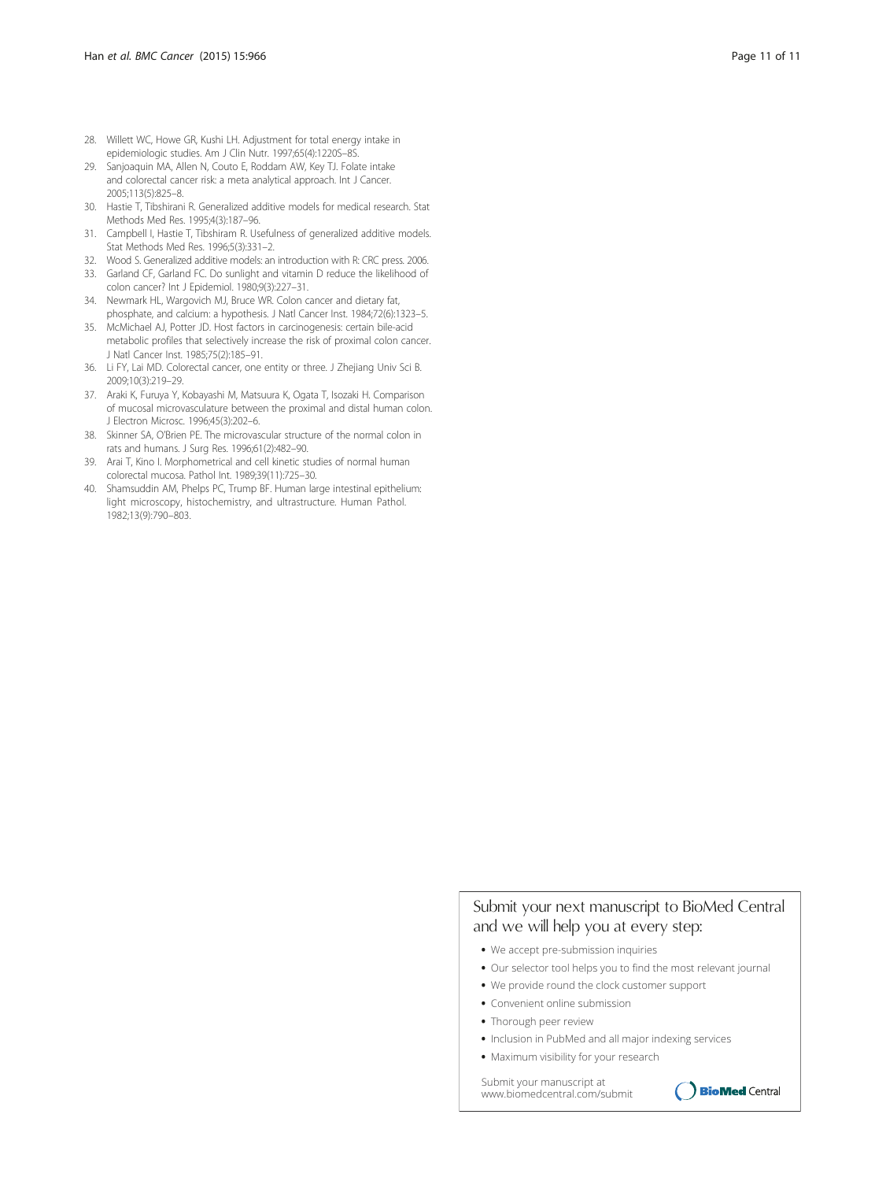28. Willett WC, Howe GR, Kushi LH. Adjustment for total energy intake in epidemiologic studies. Am J Clin Nutr. 1997;65(4):1220S–8S.
29. Sanjoaquin MA, Allen N, Couto E, Roddam AW, Key TJ. Folate intake and colorectal cancer risk: a meta analytical approach. Int J Cancer. 2005;113(5):825–8.
30. Hastie T, Tibshirani R. Generalized additive models for medical research. Stat Methods Med Res. 1995;4(3):187–96.
31. Campbell I, Hastie T, Tibshiram R. Usefulness of generalized additive models. Stat Methods Med Res. 1996;5(3):331–2.
32. Wood S. Generalized additive models: an introduction with R: CRC press. 2006.
33. Garland CF, Garland FC. Do sunlight and vitamin D reduce the likelihood of colon cancer? Int J Epidemiol. 1980;9(3):227–31.
34. Newmark HL, Wargovich MJ, Bruce WR. Colon cancer and dietary fat, phosphate, and calcium: a hypothesis. J Natl Cancer Inst. 1984;72(6):1323–5.
35. McMichael AJ, Potter JD. Host factors in carcinogenesis: certain bile-acid metabolic profiles that selectively increase the risk of proximal colon cancer. J Natl Cancer Inst. 1985;75(2):185–91.
36. Li FY, Lai MD. Colorectal cancer, one entity or three. J Zhejiang Univ Sci B. 2009;10(3):219–29.
37. Araki K, Furuya Y, Kobayashi M, Matsuura K, Ogata T, Isozaki H. Comparison of mucosal microvasculature between the proximal and distal human colon. J Electron Microsc. 1996;45(3):202–6.
38. Skinner SA, O'Brien PE. The microvascular structure of the normal colon in rats and humans. J Surg Res. 1996;61(2):482–90.
39. Arai T, Kino I. Morphometrical and cell kinetic studies of normal human colorectal mucosa. Pathol Int. 1989;39(11):725–30.
40. Shamsuddin AM, Phelps PC, Trump BF. Human large intestinal epithelium: light microscopy, histochemistry, and ultrastructure. Human Pathol. 1982;13(9):790–803.

Submit your next manuscript to BioMed Central and we will help you at every step:

- We accept pre-submission inquiries
- Our selector tool helps you to find the most relevant journal
- We provide round the clock customer support
- Convenient online submission
- Thorough peer review
- Inclusion in PubMed and all major indexing services
- Maximum visibility for your research

Submit your manuscript at www.biomedcentral.com/submit

BioMed Central